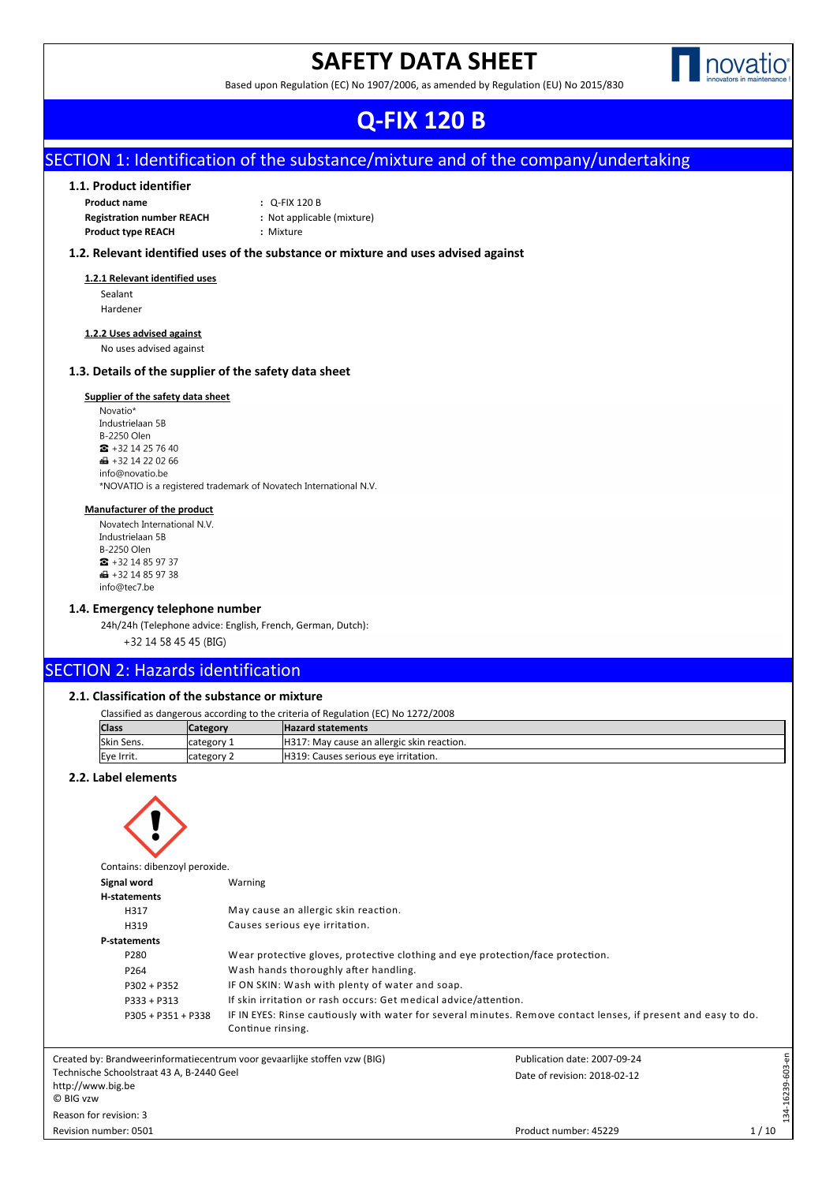# SAFETY DATA SHEET

Based upon Regulation (EC) No 1907/2006, as amended by Regulation (EU) No 2015/830

# Q-FIX 120 B

## SECTION 1: Identification of the substance/mixture and of the company/undertaking

### 1.1. Product identifier

**Product name** : Q-FIX 120 B
**Registration number REACH** : Not applicable (mixture)
**Product type REACH** : Mixture

### 1.2. Relevant identified uses of the substance or mixture and uses advised against

**1.2.1 Relevant identified uses**

Sealant
Hardener

**1.2.2 Uses advised against**

No uses advised against

### 1.3. Details of the supplier of the safety data sheet

**Supplier of the safety data sheet**

Novatio*
Industrielaan 5B
B-2250 Olen
☎ +32 14 25 76 40
Fax +32 14 22 02 66
info@novatio.be
*NOVATIO is a registered trademark of Novatech International N.V.

**Manufacturer of the product**

Novatech International N.V.
Industrielaan 5B
B-2250 Olen
☎ +32 14 85 97 37
Fax +32 14 85 97 38
info@tec7.be

### 1.4. Emergency telephone number

24h/24h (Telephone advice: English, French, German, Dutch):

+32 14 58 45 45 (BIG)

## SECTION 2: Hazards identification

### 2.1. Classification of the substance or mixture

Classified as dangerous according to the criteria of Regulation (EC) No 1272/2008

| Class | Category | Hazard statements |
|---|---|---|
| Skin Sens. | category 1 | H317: May cause an allergic skin reaction. |
| Eye Irrit. | category 2 | H319: Causes serious eye irritation. |

### 2.2. Label elements

Contains: dibenzoyl peroxide.

**Signal word** Warning

**H-statements**

| | |
|---|---|
| H317 | May cause an allergic skin reaction. |
| H319 | Causes serious eye irritation. |

**P-statements**

| | |
|---|---|
| P280 | Wear protective gloves, protective clothing and eye protection/face protection. |
| P264 | Wash hands thoroughly after handling. |
| P302 + P352 | IF ON SKIN: Wash with plenty of water and soap. |
| P333 + P313 | If skin irritation or rash occurs: Get medical advice/attention. |
| P305 + P351 + P338 | IF IN EYES: Rinse cautiously with water for several minutes. Remove contact lenses, if present and easy to do. Continue rinsing. |

Created by: Brandweerinformatiecentrum voor gevaarlijke stoffen vzw (BIG)
Technische Schoolstraat 43 A, B-2440 Geel
http://www.big.be
© BIG vzw
Reason for revision: 3
Revision number: 0501

Publication date: 2007-09-24
Date of revision: 2018-02-12
Product number: 45229

134-16239-603-en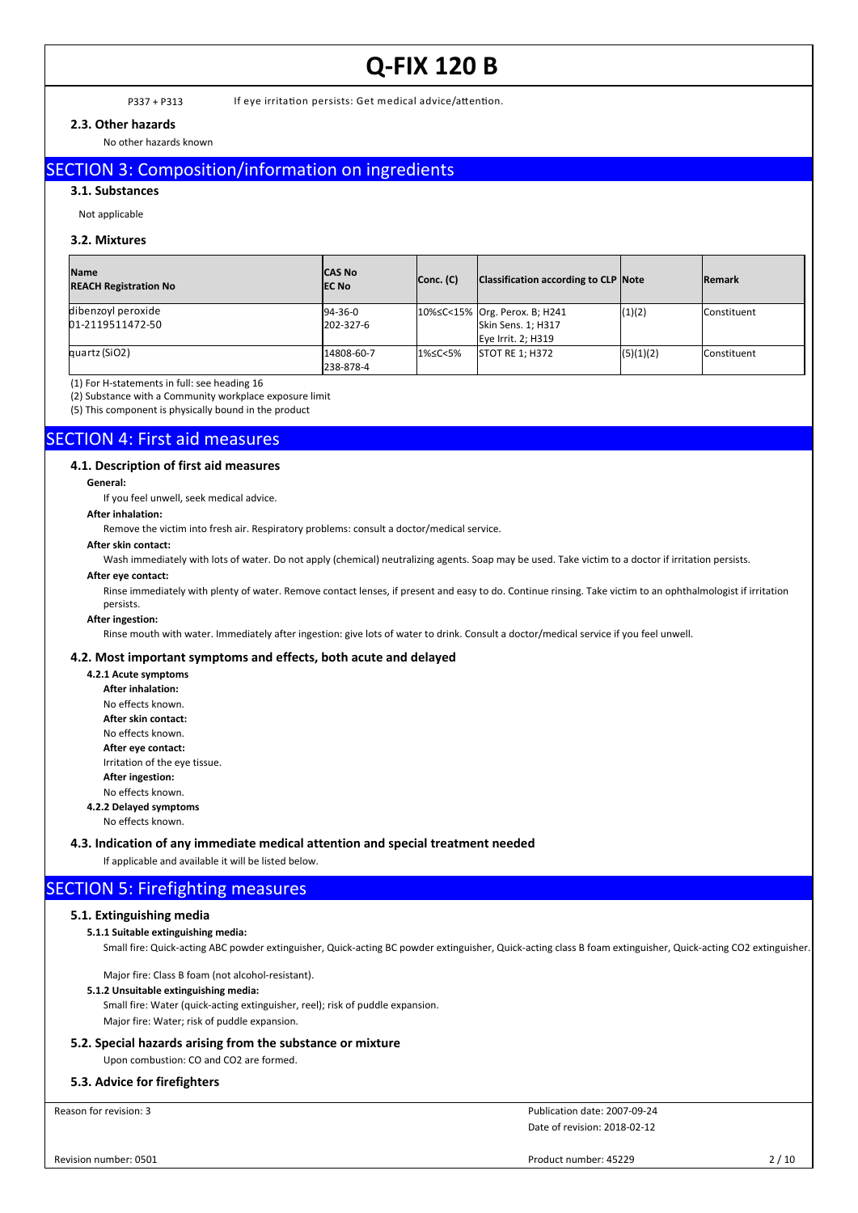P337 + P313 If eye irritation persists: Get medical advice/attention.

### 2.3. Other hazards

No other hazards known

## SECTION 3: Composition/information on ingredients

### 3.1. Substances

Not applicable

### 3.2. Mixtures

| Name<br>REACH Registration No | CAS No<br>EC No | Conc. (C) | Classification according to CLP | Note | Remark |
|---|---|---|---|---|---|
| dibenzoyl peroxide<br>01-2119511472-50 | 94-36-0<br>202-327-6 | 10%≤C<15% | Org. Perox. B; H241<br>Skin Sens. 1; H317<br>Eye Irrit. 2; H319 | (1)(2) | Constituent |
| quartz ($SiO_2$) | 14808-60-7<br>238-878-4 | 1%≤C<5% | STOT RE 1; H372 | (5)(1)(2) | Constituent |

(1) For H-statements in full: see heading 16

(2) Substance with a Community workplace exposure limit

(5) This component is physically bound in the product

## SECTION 4: First aid measures

### 4.1. Description of first aid measures

**General:**

If you feel unwell, seek medical advice.

**After inhalation:**

Remove the victim into fresh air. Respiratory problems: consult a doctor/medical service.

**After skin contact:**

Wash immediately with lots of water. Do not apply (chemical) neutralizing agents. Soap may be used. Take victim to a doctor if irritation persists.

**After eye contact:**

Rinse immediately with plenty of water. Remove contact lenses, if present and easy to do. Continue rinsing. Take victim to an ophthalmologist if irritation persists.

**After ingestion:**

Rinse mouth with water. Immediately after ingestion: give lots of water to drink. Consult a doctor/medical service if you feel unwell.

### 4.2. Most important symptoms and effects, both acute and delayed

**4.2.1 Acute symptoms**

**After inhalation:**

No effects known.

**After skin contact:**

No effects known.

**After eye contact:**

Irritation of the eye tissue.

**After ingestion:**

No effects known.

**4.2.2 Delayed symptoms**

No effects known.

### 4.3. Indication of any immediate medical attention and special treatment needed

If applicable and available it will be listed below.

## SECTION 5: Firefighting measures

### 5.1. Extinguishing media

**5.1.1 Suitable extinguishing media:**

Small fire: Quick-acting ABC powder extinguisher, Quick-acting BC powder extinguisher, Quick-acting class B foam extinguisher, Quick-acting $CO_2$ extinguisher.

Major fire: Class B foam (not alcohol-resistant).

**5.1.2 Unsuitable extinguishing media:**

Small fire: Water (quick-acting extinguisher, reel); risk of puddle expansion.

Major fire: Water; risk of puddle expansion.

### 5.2. Special hazards arising from the substance or mixture

Upon combustion: CO and $CO_2$ are formed.

### 5.3. Advice for firefighters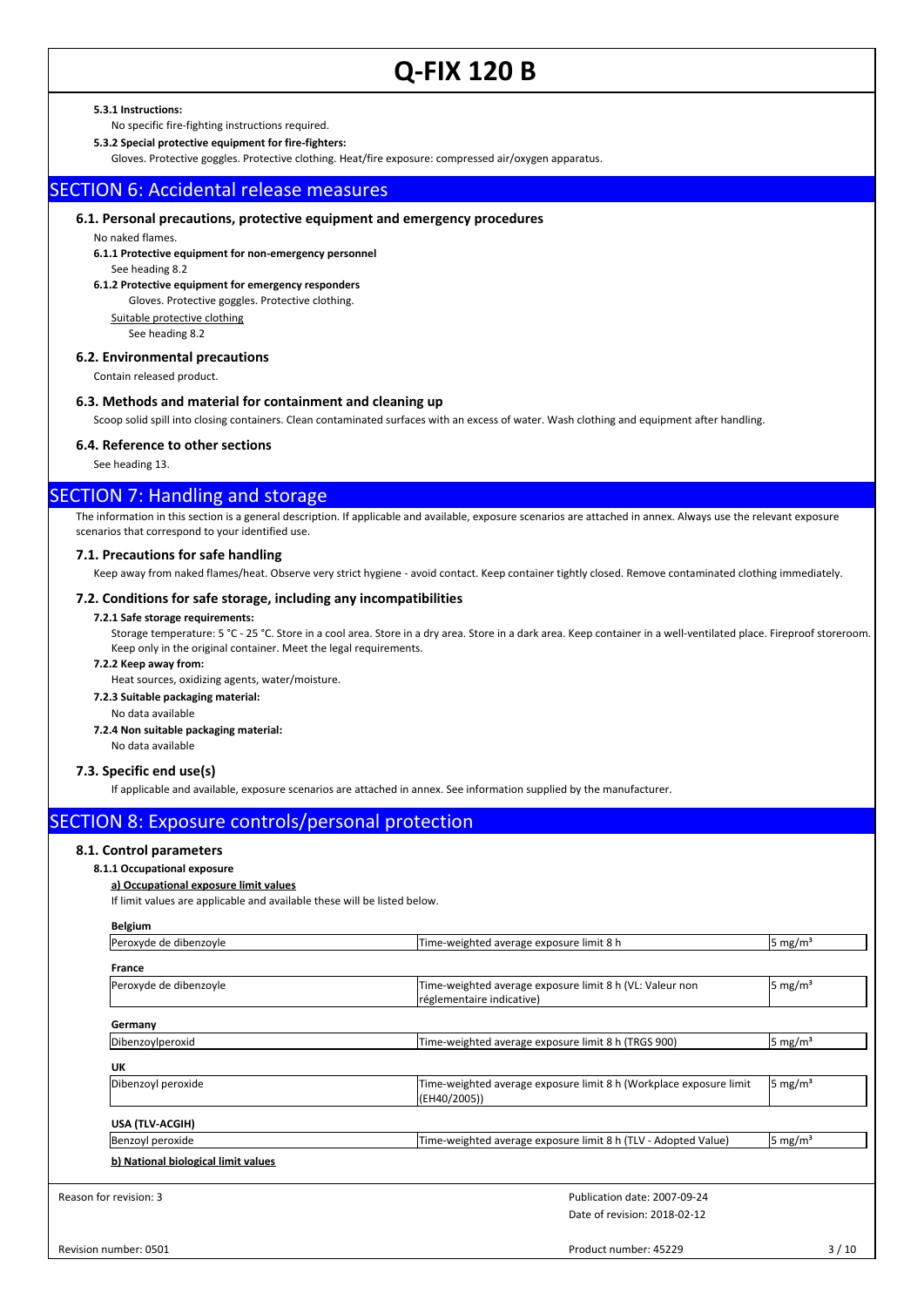**5.3.1 Instructions:**

No specific fire-fighting instructions required.

**5.3.2 Special protective equipment for fire-fighters:**

Gloves. Protective goggles. Protective clothing. Heat/fire exposure: compressed air/oxygen apparatus.

## SECTION 6: Accidental release measures

### 6.1. Personal precautions, protective equipment and emergency procedures

No naked flames.

**6.1.1 Protective equipment for non-emergency personnel**

See heading 8.2

**6.1.2 Protective equipment for emergency responders**

Gloves. Protective goggles. Protective clothing.

Suitable protective clothing

See heading 8.2

### 6.2. Environmental precautions

Contain released product.

### 6.3. Methods and material for containment and cleaning up

Scoop solid spill into closing containers. Clean contaminated surfaces with an excess of water. Wash clothing and equipment after handling.

### 6.4. Reference to other sections

See heading 13.

## SECTION 7: Handling and storage

The information in this section is a general description. If applicable and available, exposure scenarios are attached in annex. Always use the relevant exposure scenarios that correspond to your identified use.

### 7.1. Precautions for safe handling

Keep away from naked flames/heat. Observe very strict hygiene - avoid contact. Keep container tightly closed. Remove contaminated clothing immediately.

### 7.2. Conditions for safe storage, including any incompatibilities

**7.2.1 Safe storage requirements:**

Storage temperature: 5 °C - 25 °C. Store in a cool area. Store in a dry area. Store in a dark area. Keep container in a well-ventilated place. Fireproof storeroom. Keep only in the original container. Meet the legal requirements.

**7.2.2 Keep away from:**

Heat sources, oxidizing agents, water/moisture.

**7.2.3 Suitable packaging material:**

No data available

**7.2.4 Non suitable packaging material:**

No data available

### 7.3. Specific end use(s)

If applicable and available, exposure scenarios are attached in annex. See information supplied by the manufacturer.

## SECTION 8: Exposure controls/personal protection

### 8.1. Control parameters

**8.1.1 Occupational exposure**

**a) Occupational exposure limit values**

If limit values are applicable and available these will be listed below.

**Belgium**

| | | |
|---|---|---|
| Peroxyde de dibenzoyle | Time-weighted average exposure limit 8 h | 5 mg/m³ |

**France**

| | | |
|---|---|---|
| Peroxyde de dibenzoyle | Time-weighted average exposure limit 8 h (VL: Valeur non réglementaire indicative) | 5 mg/m³ |

**Germany**

| | | |
|---|---|---|
| Dibenzoylperoxid | Time-weighted average exposure limit 8 h (TRGS 900) | 5 mg/m³ |

**UK**

| | | |
|---|---|---|
| Dibenzoyl peroxide | Time-weighted average exposure limit 8 h (Workplace exposure limit (EH40/2005)) | 5 mg/m³ |

**USA (TLV-ACGIH)**

| | | |
|---|---|---|
| Benzoyl peroxide | Time-weighted average exposure limit 8 h (TLV - Adopted Value) | 5 mg/m³ |

**b) National biological limit values**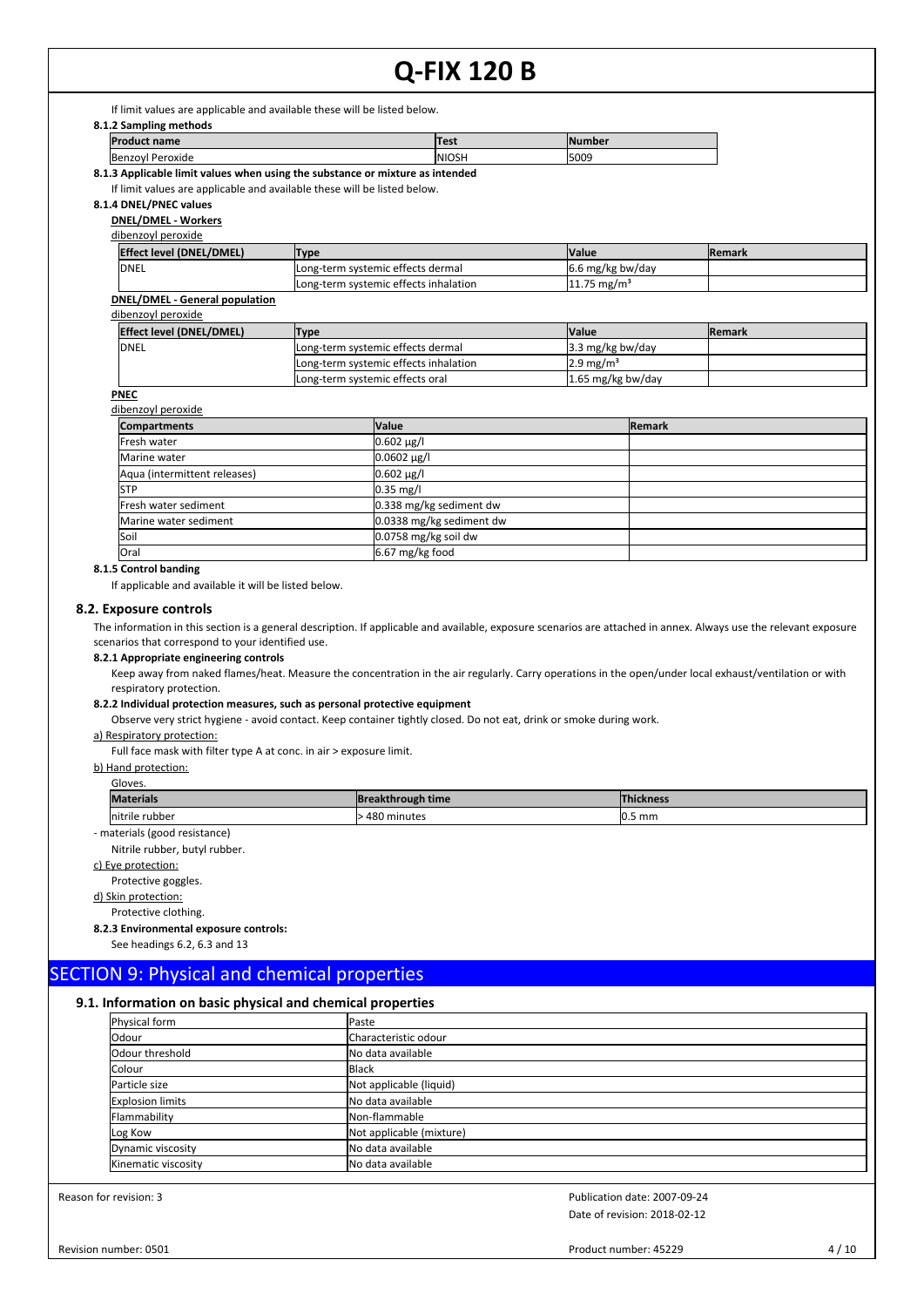If limit values are applicable and available these will be listed below.

**8.1.2 Sampling methods**

| Product name | Test | Number |
|---|---|---|
| Benzoyl Peroxide | NIOSH | 5009 |

**8.1.3 Applicable limit values when using the substance or mixture as intended**

If limit values are applicable and available these will be listed below.

**8.1.4 DNEL/PNEC values**

**DNEL/DMEL - Workers**

dibenzoyl peroxide

| Effect level (DNEL/DMEL) | Type | Value | Remark |
|---|---|---|---|
| DNEL | Long-term systemic effects dermal | 6.6 mg/kg bw/day | |
| | Long-term systemic effects inhalation | 11.75 mg/m³ | |

**DNEL/DMEL - General population**

dibenzoyl peroxide

| Effect level (DNEL/DMEL) | Type | Value | Remark |
|---|---|---|---|
| DNEL | Long-term systemic effects dermal | 3.3 mg/kg bw/day | |
| | Long-term systemic effects inhalation | 2.9 mg/m³ | |
| | Long-term systemic effects oral | 1.65 mg/kg bw/day | |

**PNEC**

dibenzoyl peroxide

| Compartments | Value | Remark |
|---|---|---|
| Fresh water | 0.602 µg/l | |
| Marine water | 0.0602 µg/l | |
| Aqua (intermittent releases) | 0.602 µg/l | |
| STP | 0.35 mg/l | |
| Fresh water sediment | 0.338 mg/kg sediment dw | |
| Marine water sediment | 0.0338 mg/kg sediment dw | |
| Soil | 0.0758 mg/kg soil dw | |
| Oral | 6.67 mg/kg food | |

**8.1.5 Control banding**

If applicable and available it will be listed below.

### 8.2. Exposure controls

The information in this section is a general description. If applicable and available, exposure scenarios are attached in annex. Always use the relevant exposure scenarios that correspond to your identified use.

**8.2.1 Appropriate engineering controls**

Keep away from naked flames/heat. Measure the concentration in the air regularly. Carry operations in the open/under local exhaust/ventilation or with respiratory protection.

**8.2.2 Individual protection measures, such as personal protective equipment**

Observe very strict hygiene - avoid contact. Keep container tightly closed. Do not eat, drink or smoke during work.

a) Respiratory protection:

Full face mask with filter type A at conc. in air > exposure limit.

b) Hand protection:

Gloves.

| Materials | Breakthrough time | Thickness |
|---|---|---|
| nitrile rubber | > 480 minutes | 0.5 mm |

- materials (good resistance)

Nitrile rubber, butyl rubber.

c) Eye protection:

Protective goggles.

d) Skin protection:

Protective clothing.

**8.2.3 Environmental exposure controls:**

See headings 6.2, 6.3 and 13

## SECTION 9: Physical and chemical properties

### 9.1. Information on basic physical and chemical properties

| | |
|---|---|
| Physical form | Paste |
| Odour | Characteristic odour |
| Odour threshold | No data available |
| Colour | Black |
| Particle size | Not applicable (liquid) |
| Explosion limits | No data available |
| Flammability | Non-flammable |
| Log Kow | Not applicable (mixture) |
| Dynamic viscosity | No data available |
| Kinematic viscosity | No data available |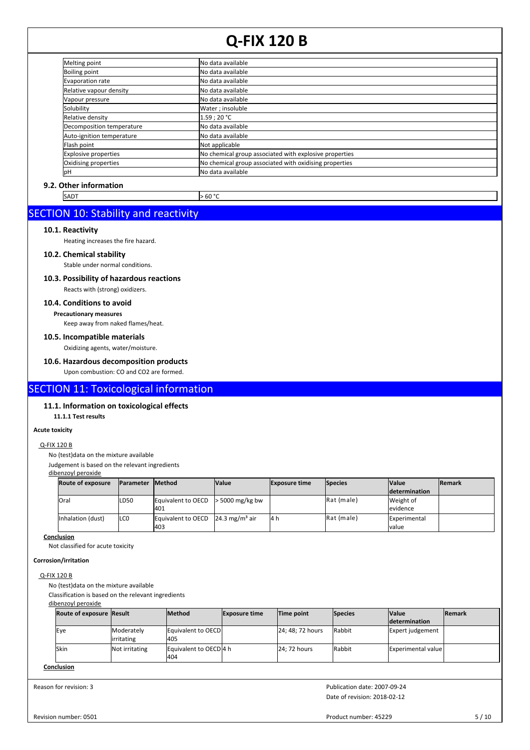| | |
|---|---|
| Melting point | No data available |
| Boiling point | No data available |
| Evaporation rate | No data available |
| Relative vapour density | No data available |
| Vapour pressure | No data available |
| Solubility | Water ; insoluble |
| Relative density | 1.59 ; 20 °C |
| Decomposition temperature | No data available |
| Auto-ignition temperature | No data available |
| Flash point | Not applicable |
| Explosive properties | No chemical group associated with explosive properties |
| Oxidising properties | No chemical group associated with oxidising properties |
| pH | No data available |

### 9.2. Other information

| | |
|---|---|
| SADT | > 60 °C |

## SECTION 10: Stability and reactivity

### 10.1. Reactivity

Heating increases the fire hazard.

### 10.2. Chemical stability

Stable under normal conditions.

### 10.3. Possibility of hazardous reactions

Reacts with (strong) oxidizers.

### 10.4. Conditions to avoid

**Precautionary measures**

Keep away from naked flames/heat.

### 10.5. Incompatible materials

Oxidizing agents, water/moisture.

### 10.6. Hazardous decomposition products

Upon combustion: CO and CO2 are formed.

## SECTION 11: Toxicological information

### 11.1. Information on toxicological effects

**11.1.1 Test results**

**Acute toxicity**

Q-FIX 120 B

No (test)data on the mixture available

Judgement is based on the relevant ingredients

dibenzoyl peroxide

| Route of exposure | Parameter | Method | Value | Exposure time | Species | Value determination | Remark |
|---|---|---|---|---|---|---|---|
| Oral | LD50 | Equivalent to OECD 401 | > 5000 mg/kg bw | | Rat (male) | Weight of evidence | |
| Inhalation (dust) | LC0 | Equivalent to OECD 403 | 24.3 mg/m³ air | 4 h | Rat (male) | Experimental value | |

**Conclusion**

Not classified for acute toxicity

**Corrosion/irritation**

Q-FIX 120 B

No (test)data on the mixture available

Classification is based on the relevant ingredients

dibenzoyl peroxide

| Route of exposure | Result | Method | Exposure time | Time point | Species | Value determination | Remark |
|---|---|---|---|---|---|---|---|
| Eye | Moderately irritating | Equivalent to OECD 405 | | 24; 48; 72 hours | Rabbit | Expert judgement | |
| Skin | Not irritating | Equivalent to OECD 404 | 4 h | 24; 72 hours | Rabbit | Experimental value | |

**Conclusion**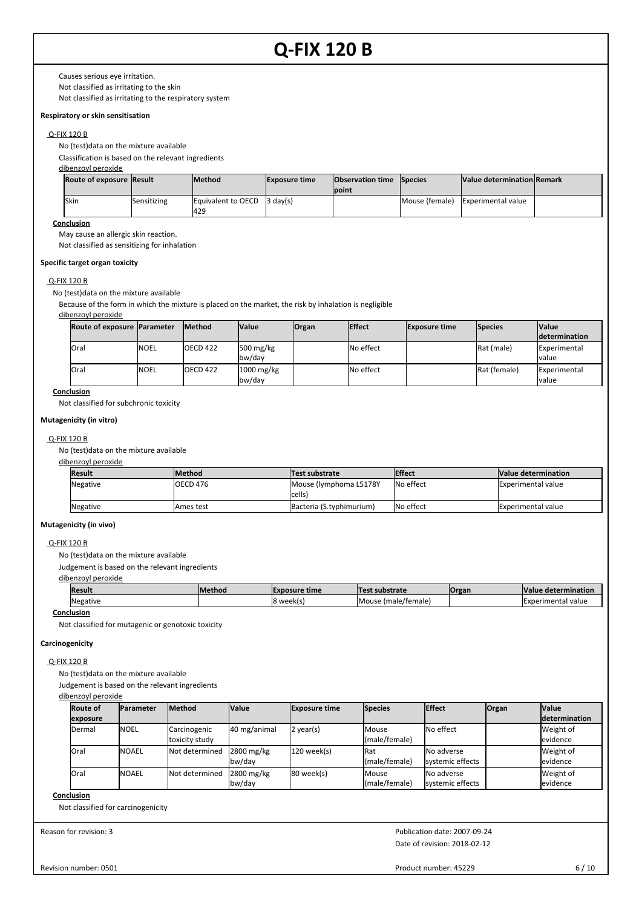Causes serious eye irritation.

Not classified as irritating to the skin

Not classified as irritating to the respiratory system

**Respiratory or skin sensitisation**

Q-FIX 120 B

No (test)data on the mixture available

Classification is based on the relevant ingredients

dibenzoyl peroxide

| Route of exposure | Result | Method | Exposure time | Observation time point | Species | Value determination | Remark |
|---|---|---|---|---|---|---|---|
| Skin | Sensitizing | Equivalent to OECD 429 | 3 day(s) | | Mouse (female) | Experimental value | |

**Conclusion**

May cause an allergic skin reaction.

Not classified as sensitizing for inhalation

**Specific target organ toxicity**

Q-FIX 120 B

No (test)data on the mixture available

Because of the form in which the mixture is placed on the market, the risk by inhalation is negligible

dibenzoyl peroxide

| Route of exposure | Parameter | Method | Value | Organ | Effect | Exposure time | Species | Value determination |
|---|---|---|---|---|---|---|---|---|
| Oral | NOEL | OECD 422 | 500 mg/kg bw/day | | No effect | | Rat (male) | Experimental value |
| Oral | NOEL | OECD 422 | 1000 mg/kg bw/day | | No effect | | Rat (female) | Experimental value |

**Conclusion**

Not classified for subchronic toxicity

**Mutagenicity (in vitro)**

Q-FIX 120 B

No (test)data on the mixture available

dibenzoyl peroxide

| Result | Method | Test substrate | Effect | Value determination |
|---|---|---|---|---|
| Negative | OECD 476 | Mouse (lymphoma L5178Y cells) | No effect | Experimental value |
| Negative | Ames test | Bacteria (S.typhimurium) | No effect | Experimental value |

**Mutagenicity (in vivo)**

Q-FIX 120 B

No (test)data on the mixture available

Judgement is based on the relevant ingredients

dibenzoyl peroxide

| Result | Method | Exposure time | Test substrate | Organ | Value determination |
|---|---|---|---|---|---|
| Negative | | 8 week(s) | Mouse (male/female) | | Experimental value |

**Conclusion**

Not classified for mutagenic or genotoxic toxicity

**Carcinogenicity**

Q-FIX 120 B

No (test)data on the mixture available

Judgement is based on the relevant ingredients

dibenzoyl peroxide

| Route of exposure | Parameter | Method | Value | Exposure time | Species | Effect | Organ | Value determination |
|---|---|---|---|---|---|---|---|---|
| Dermal | NOEL | Carcinogenic toxicity study | 40 mg/animal | 2 year(s) | Mouse (male/female) | No effect | | Weight of evidence |
| Oral | NOAEL | Not determined | 2800 mg/kg bw/day | 120 week(s) | Rat (male/female) | No adverse systemic effects | | Weight of evidence |
| Oral | NOAEL | Not determined | 2800 mg/kg bw/day | 80 week(s) | Mouse (male/female) | No adverse systemic effects | | Weight of evidence |

**Conclusion**

Not classified for carcinogenicity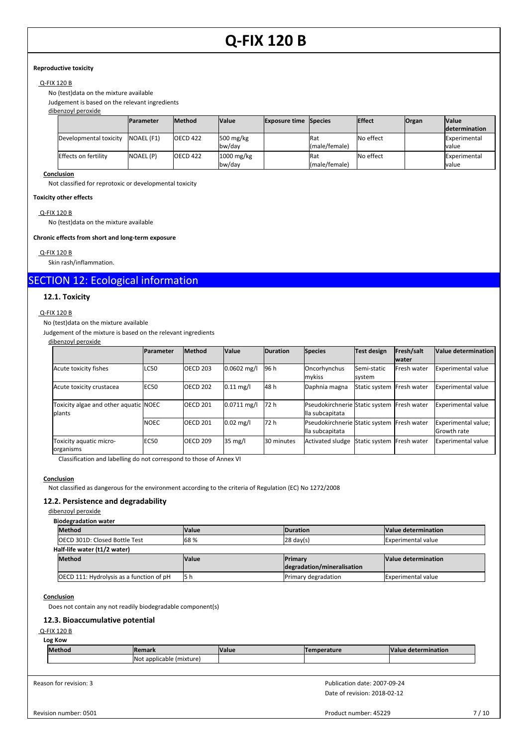**Reproductive toxicity**

Q-FIX 120 B

No (test)data on the mixture available

Judgement is based on the relevant ingredients

dibenzoyl peroxide

| | Parameter | Method | Value | Exposure time | Species | Effect | Organ | Value determination |
|---|---|---|---|---|---|---|---|---|
| Developmental toxicity | NOAEL (F1) | OECD 422 | 500 mg/kg bw/day | | Rat (male/female) | No effect | | Experimental value |
| Effects on fertility | NOAEL (P) | OECD 422 | 1000 mg/kg bw/day | | Rat (male/female) | No effect | | Experimental value |

**Conclusion**

Not classified for reprotoxic or developmental toxicity

**Toxicity other effects**

Q-FIX 120 B

No (test)data on the mixture available

**Chronic effects from short and long-term exposure**

Q-FIX 120 B

Skin rash/inflammation.

## SECTION 12: Ecological information

### 12.1. Toxicity

Q-FIX 120 B

No (test)data on the mixture available

Judgement of the mixture is based on the relevant ingredients

dibenzoyl peroxide

| | Parameter | Method | Value | Duration | Species | Test design | Fresh/salt water | Value determination |
|---|---|---|---|---|---|---|---|---|
| Acute toxicity fishes | LC50 | OECD 203 | 0.0602 mg/l | 96 h | Oncorhynchus mykiss | Semi-static system | Fresh water | Experimental value |
| Acute toxicity crustacea | EC50 | OECD 202 | 0.11 mg/l | 48 h | Daphnia magna | Static system | Fresh water | Experimental value |
| Toxicity algae and other aquatic plants | NOEC | OECD 201 | 0.0711 mg/l | 72 h | Pseudokirchneriella subcapitata | Static system | Fresh water | Experimental value |
| | NOEC | OECD 201 | 0.02 mg/l | 72 h | Pseudokirchneriella subcapitata | Static system | Fresh water | Experimental value; Growth rate |
| Toxicity aquatic micro-organisms | EC50 | OECD 209 | 35 mg/l | 30 minutes | Activated sludge | Static system | Fresh water | Experimental value |

Classification and labelling do not correspond to those of Annex VI

**Conclusion**

Not classified as dangerous for the environment according to the criteria of Regulation (EC) No 1272/2008

### 12.2. Persistence and degradability

dibenzoyl peroxide

**Biodegradation water**

| Method | Value | Duration | Value determination |
|---|---|---|---|
| OECD 301D: Closed Bottle Test | 68 % | 28 day(s) | Experimental value |

**Half-life water (t1/2 water)**

| Method | Value | Primary degradation/mineralisation | Value determination |
|---|---|---|---|
| OECD 111: Hydrolysis as a function of pH | 5 h | Primary degradation | Experimental value |

**Conclusion**

Does not contain any not readily biodegradable component(s)

### 12.3. Bioaccumulative potential

Q-FIX 120 B

**Log Kow**

| Method | Remark | Value | Temperature | Value determination |
|---|---|---|---|---|
| | Not applicable (mixture) | | | |

Reason for revision: 3

Publication date: 2007-09-24

Date of revision: 2018-02-12

Revision number: 0501

Product number: 45229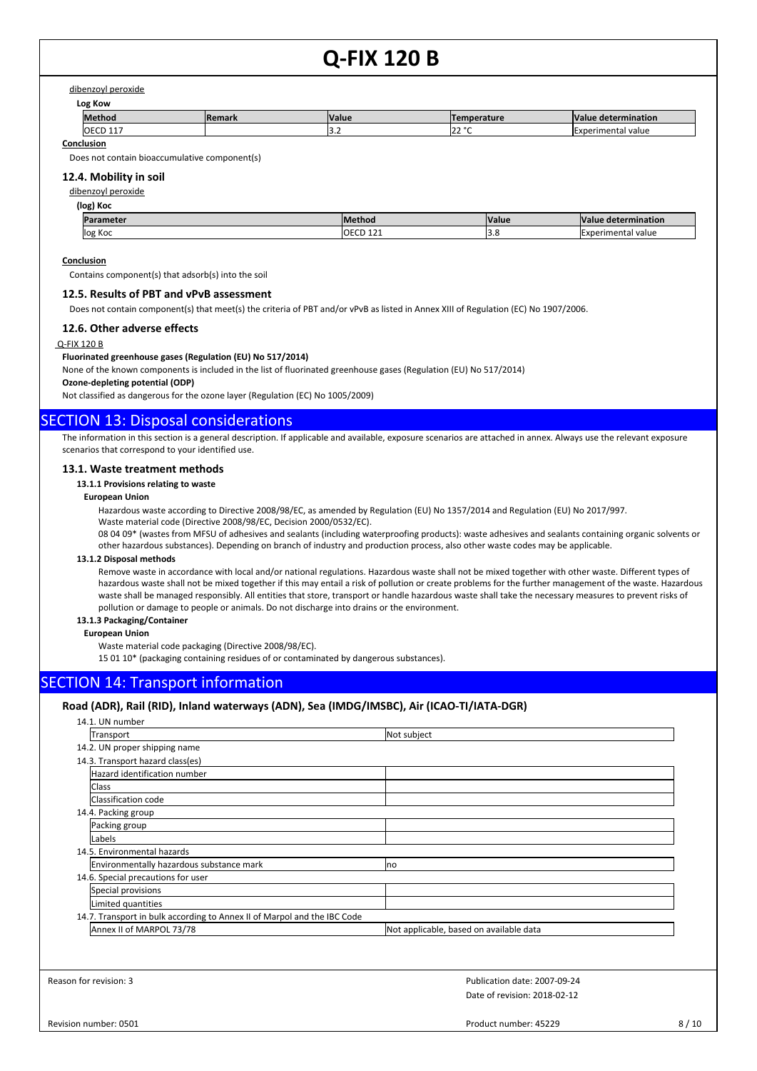dibenzoyl peroxide

**Log Kow**

| Method | Remark | Value | Temperature | Value determination |
|---|---|---|---|---|
| OECD 117 | | 3.2 | 22 °C | Experimental value |

**Conclusion**

Does not contain bioaccumulative component(s)

### 12.4. Mobility in soil

dibenzoyl peroxide

**(log) Koc**

| Parameter | Method | Value | Value determination |
|---|---|---|---|
| log Koc | OECD 121 | 3.8 | Experimental value |

**Conclusion**

Contains component(s) that adsorb(s) into the soil

### 12.5. Results of PBT and vPvB assessment

Does not contain component(s) that meet(s) the criteria of PBT and/or vPvB as listed in Annex XIII of Regulation (EC) No 1907/2006.

### 12.6. Other adverse effects

Q-FIX 120 B

**Fluorinated greenhouse gases (Regulation (EU) No 517/2014)**

None of the known components is included in the list of fluorinated greenhouse gases (Regulation (EU) No 517/2014)

**Ozone-depleting potential (ODP)**

Not classified as dangerous for the ozone layer (Regulation (EC) No 1005/2009)

## SECTION 13: Disposal considerations

The information in this section is a general description. If applicable and available, exposure scenarios are attached in annex. Always use the relevant exposure scenarios that correspond to your identified use.

### 13.1. Waste treatment methods

**13.1.1 Provisions relating to waste**

**European Union**

Hazardous waste according to Directive 2008/98/EC, as amended by Regulation (EU) No 1357/2014 and Regulation (EU) No 2017/997.
Waste material code (Directive 2008/98/EC, Decision 2000/0532/EC).
08 04 09* (wastes from MFSU of adhesives and sealants (including waterproofing products): waste adhesives and sealants containing organic solvents or other hazardous substances). Depending on branch of industry and production process, also other waste codes may be applicable.

**13.1.2 Disposal methods**

Remove waste in accordance with local and/or national regulations. Hazardous waste shall not be mixed together with other waste. Different types of hazardous waste shall not be mixed together if this may entail a risk of pollution or create problems for the further management of the waste. Hazardous waste shall be managed responsibly. All entities that store, transport or handle hazardous waste shall take the necessary measures to prevent risks of pollution or damage to people or animals. Do not discharge into drains or the environment.

**13.1.3 Packaging/Container**

**European Union**

Waste material code packaging (Directive 2008/98/EC).
15 01 10* (packaging containing residues of or contaminated by dangerous substances).

## SECTION 14: Transport information

### Road (ADR), Rail (RID), Inland waterways (ADN), Sea (IMDG/IMSBC), Air (ICAO-TI/IATA-DGR)

14.1. UN number

| | |
|---|---|
| Transport | Not subject |

14.2. UN proper shipping name

14.3. Transport hazard class(es)

| | |
|---|---|
| Hazard identification number | |
| Class | |
| Classification code | |

14.4. Packing group

| | |
|---|---|
| Packing group | |
| Labels | |

14.5. Environmental hazards

| | |
|---|---|
| Environmentally hazardous substance mark | no |

14.6. Special precautions for user

| | |
|---|---|
| Special provisions | |
| Limited quantities | |

14.7. Transport in bulk according to Annex II of Marpol and the IBC Code

| | |
|---|---|
| Annex II of MARPOL 73/78 | Not applicable, based on available data |

Reason for revision: 3

Publication date: 2007-09-24
Date of revision: 2018-02-12

Revision number: 0501

Product number: 45229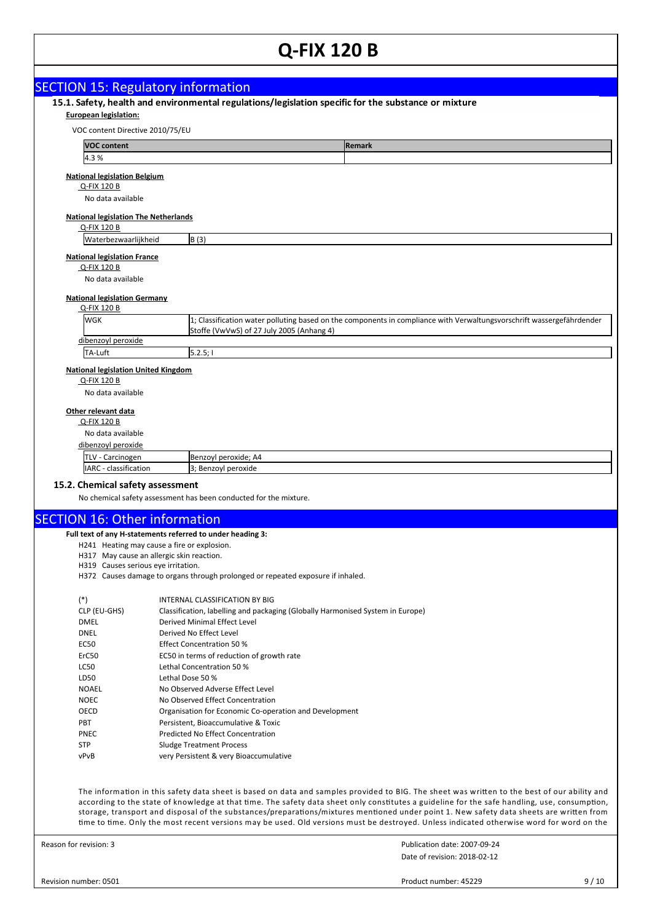## SECTION 15: Regulatory information

### 15.1. Safety, health and environmental regulations/legislation specific for the substance or mixture

**European legislation:**

VOC content Directive 2010/75/EU

| VOC content | Remark |
|---|---|
| 4.3 % | |

**National legislation Belgium**

Q-FIX 120 B

No data available

**National legislation The Netherlands**

Q-FIX 120 B

| | |
|---|---|
| Waterbezwaarlijkheid | B (3) |

**National legislation France**

Q-FIX 120 B

No data available

**National legislation Germany**

Q-FIX 120 B

| | |
|---|---|
| WGK | 1; Classification water polluting based on the components in compliance with Verwaltungsvorschrift wassergefährdender Stoffe (VwVwS) of 27 July 2005 (Anhang 4) |

dibenzoyl peroxide

| | |
|---|---|
| TA-Luft | 5.2.5; I |

**National legislation United Kingdom**

Q-FIX 120 B

No data available

**Other relevant data**

Q-FIX 120 B

No data available

dibenzoyl peroxide

| | |
|---|---|
| TLV - Carcinogen | Benzoyl peroxide; A4 |
| IARC - classification | 3; Benzoyl peroxide |

### 15.2. Chemical safety assessment

No chemical safety assessment has been conducted for the mixture.

## SECTION 16: Other information

**Full text of any H-statements referred to under heading 3:**

H241 Heating may cause a fire or explosion.
H317 May cause an allergic skin reaction.
H319 Causes serious eye irritation.
H372 Causes damage to organs through prolonged or repeated exposure if inhaled.

| | |
|---|---|
| (*) | INTERNAL CLASSIFICATION BY BIG |
| CLP (EU-GHS) | Classification, labelling and packaging (Globally Harmonised System in Europe) |
| DMEL | Derived Minimal Effect Level |
| DNEL | Derived No Effect Level |
| EC50 | Effect Concentration 50 % |
| ErC50 | EC50 in terms of reduction of growth rate |
| LC50 | Lethal Concentration 50 % |
| LD50 | Lethal Dose 50 % |
| NOAEL | No Observed Adverse Effect Level |
| NOEC | No Observed Effect Concentration |
| OECD | Organisation for Economic Co-operation and Development |
| PBT | Persistent, Bioaccumulative & Toxic |
| PNEC | Predicted No Effect Concentration |
| STP | Sludge Treatment Process |
| vPvB | very Persistent & very Bioaccumulative |

The information in this safety data sheet is based on data and samples provided to BIG. The sheet was written to the best of our ability and according to the state of knowledge at that time. The safety data sheet only constitutes a guideline for the safe handling, use, consumption, storage, transport and disposal of the substances/preparations/mixtures mentioned under point 1. New safety data sheets are written from time to time. Only the most recent versions may be used. Old versions must be destroyed. Unless indicated otherwise word for word on the

Reason for revision: 3

Publication date: 2007-09-24
Date of revision: 2018-02-12

Revision number: 0501

Product number: 45229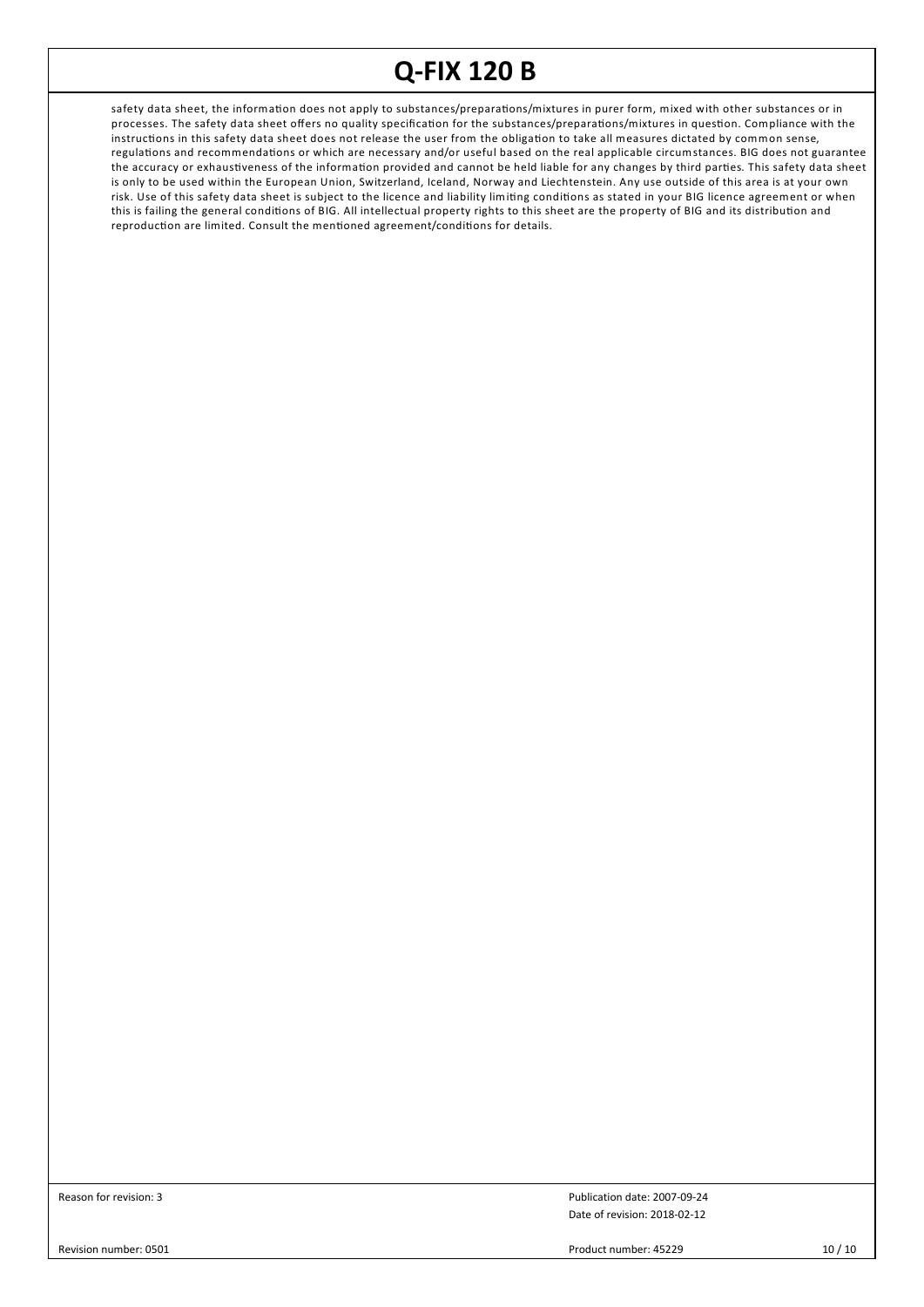safety data sheet, the information does not apply to substances/preparations/mixtures in purer form, mixed with other substances or in processes. The safety data sheet offers no quality specification for the substances/preparations/mixtures in question. Compliance with the instructions in this safety data sheet does not release the user from the obligation to take all measures dictated by common sense, regulations and recommendations or which are necessary and/or useful based on the real applicable circumstances. BIG does not guarantee the accuracy or exhaustiveness of the information provided and cannot be held liable for any changes by third parties. This safety data sheet is only to be used within the European Union, Switzerland, Iceland, Norway and Liechtenstein. Any use outside of this area is at your own risk. Use of this safety data sheet is subject to the licence and liability limiting conditions as stated in your BIG licence agreement or when this is failing the general conditions of BIG. All intellectual property rights to this sheet are the property of BIG and its distribution and reproduction are limited. Consult the mentioned agreement/conditions for details.